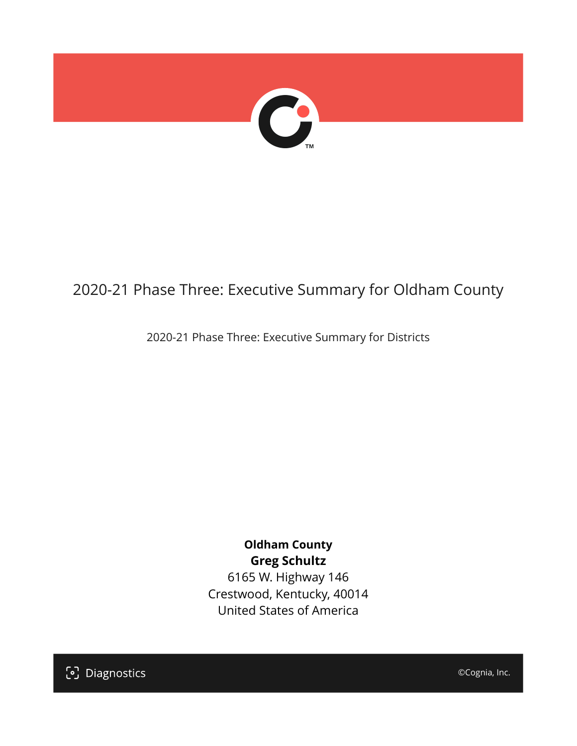# 2020-21 Phase Three: Executive Summary for Oldham County

2020-21 Phase Three: Executive Summary for Districts

**Oldham County**
**Greg Schultz**
6165 W. Highway 146
Crestwood, Kentucky, 40014
United States of America

Diagnostics

©Cognia, Inc.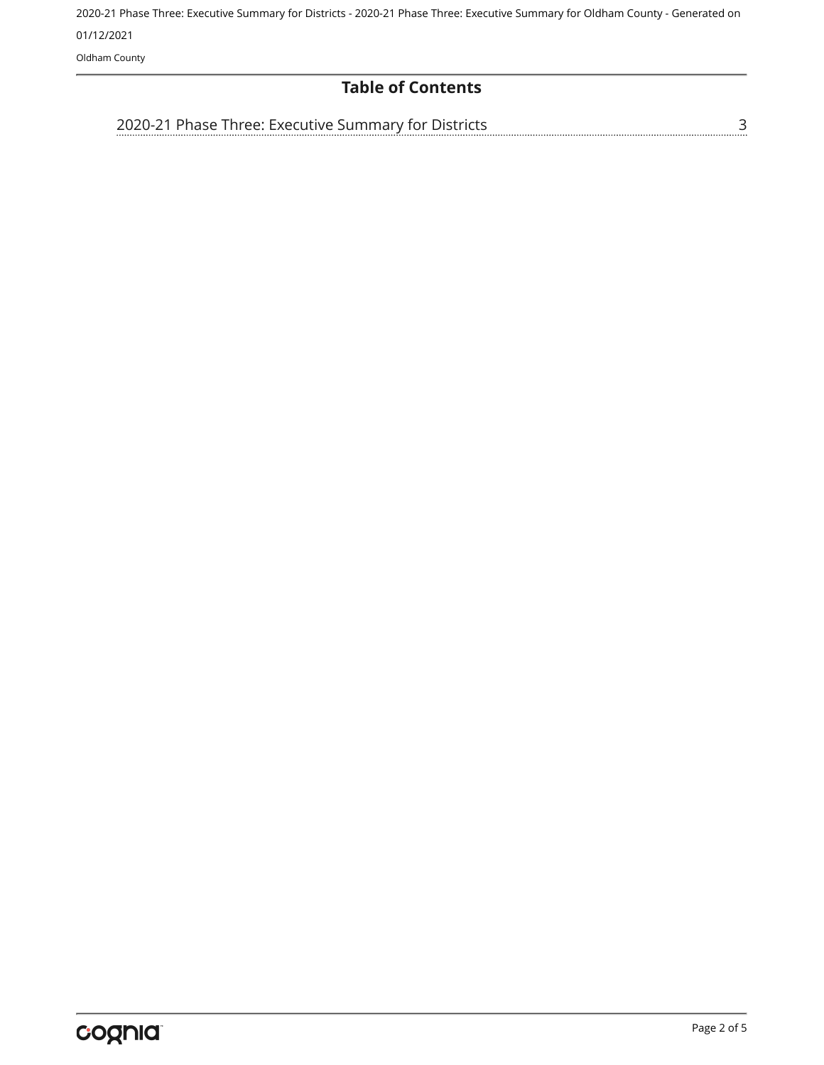## Table of Contents

2020-21 Phase Three: Executive Summary for Districts ........ 3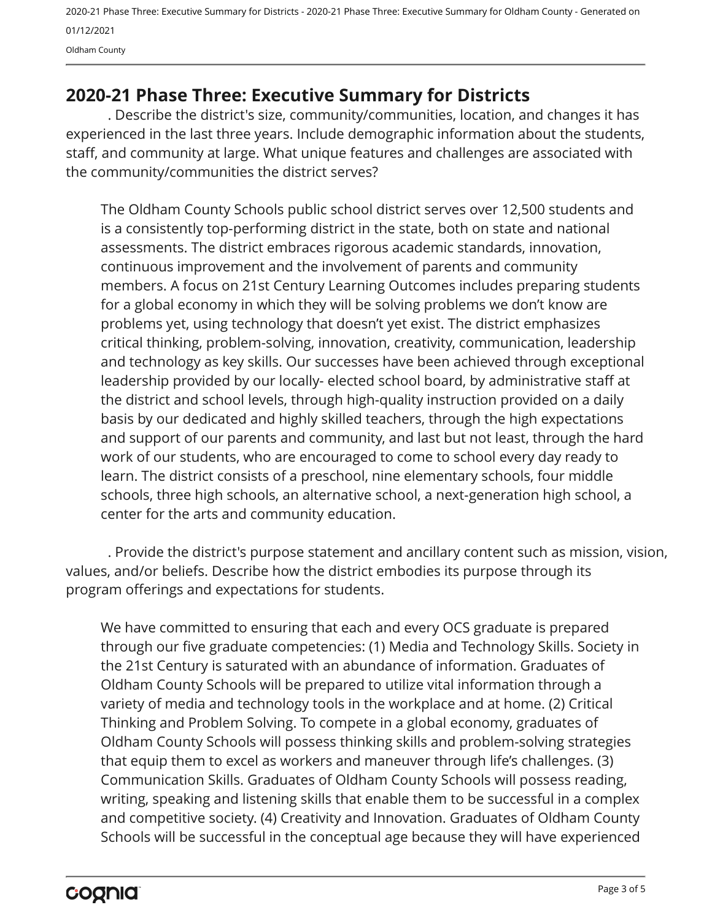## 2020-21 Phase Three: Executive Summary for Districts

. Describe the district's size, community/communities, location, and changes it has experienced in the last three years. Include demographic information about the students, staff, and community at large. What unique features and challenges are associated with the community/communities the district serves?

The Oldham County Schools public school district serves over 12,500 students and is a consistently top-performing district in the state, both on state and national assessments. The district embraces rigorous academic standards, innovation, continuous improvement and the involvement of parents and community members. A focus on 21st Century Learning Outcomes includes preparing students for a global economy in which they will be solving problems we don't know are problems yet, using technology that doesn't yet exist. The district emphasizes critical thinking, problem-solving, innovation, creativity, communication, leadership and technology as key skills. Our successes have been achieved through exceptional leadership provided by our locally- elected school board, by administrative staff at the district and school levels, through high-quality instruction provided on a daily basis by our dedicated and highly skilled teachers, through the high expectations and support of our parents and community, and last but not least, through the hard work of our students, who are encouraged to come to school every day ready to learn. The district consists of a preschool, nine elementary schools, four middle schools, three high schools, an alternative school, a next-generation high school, a center for the arts and community education.

. Provide the district's purpose statement and ancillary content such as mission, vision, values, and/or beliefs. Describe how the district embodies its purpose through its program offerings and expectations for students.

We have committed to ensuring that each and every OCS graduate is prepared through our five graduate competencies: (1) Media and Technology Skills. Society in the 21st Century is saturated with an abundance of information. Graduates of Oldham County Schools will be prepared to utilize vital information through a variety of media and technology tools in the workplace and at home. (2) Critical Thinking and Problem Solving. To compete in a global economy, graduates of Oldham County Schools will possess thinking skills and problem-solving strategies that equip them to excel as workers and maneuver through life's challenges. (3) Communication Skills. Graduates of Oldham County Schools will possess reading, writing, speaking and listening skills that enable them to be successful in a complex and competitive society. (4) Creativity and Innovation. Graduates of Oldham County Schools will be successful in the conceptual age because they will have experienced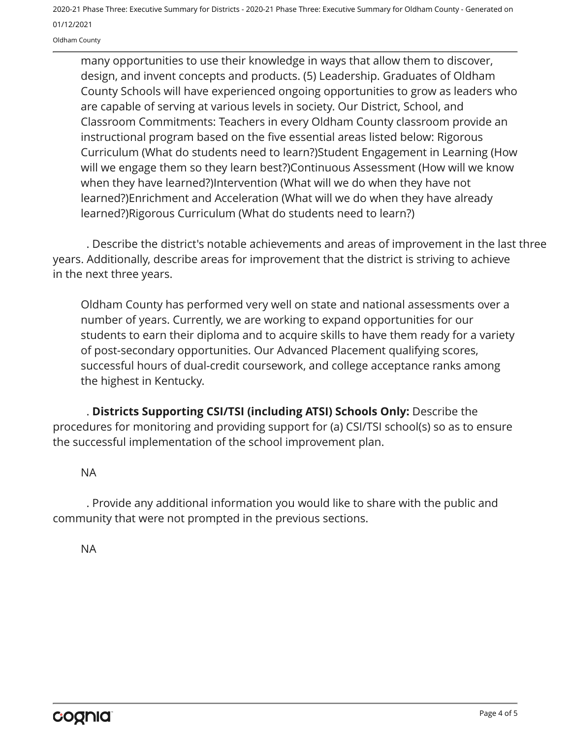many opportunities to use their knowledge in ways that allow them to discover, design, and invent concepts and products. (5) Leadership. Graduates of Oldham County Schools will have experienced ongoing opportunities to grow as leaders who are capable of serving at various levels in society. Our District, School, and Classroom Commitments: Teachers in every Oldham County classroom provide an instructional program based on the five essential areas listed below: Rigorous Curriculum (What do students need to learn?)Student Engagement in Learning (How will we engage them so they learn best?)Continuous Assessment (How will we know when they have learned?)Intervention (What will we do when they have not learned?)Enrichment and Acceleration (What will we do when they have already learned?)Rigorous Curriculum (What do students need to learn?)

. Describe the district's notable achievements and areas of improvement in the last three years. Additionally, describe areas for improvement that the district is striving to achieve in the next three years.

Oldham County has performed very well on state and national assessments over a number of years. Currently, we are working to expand opportunities for our students to earn their diploma and to acquire skills to have them ready for a variety of post-secondary opportunities. Our Advanced Placement qualifying scores, successful hours of dual-credit coursework, and college acceptance ranks among the highest in Kentucky.

. **Districts Supporting CSI/TSI (including ATSI) Schools Only:** Describe the procedures for monitoring and providing support for (a) CSI/TSI school(s) so as to ensure the successful implementation of the school improvement plan.

NA

. Provide any additional information you would like to share with the public and community that were not prompted in the previous sections.

NA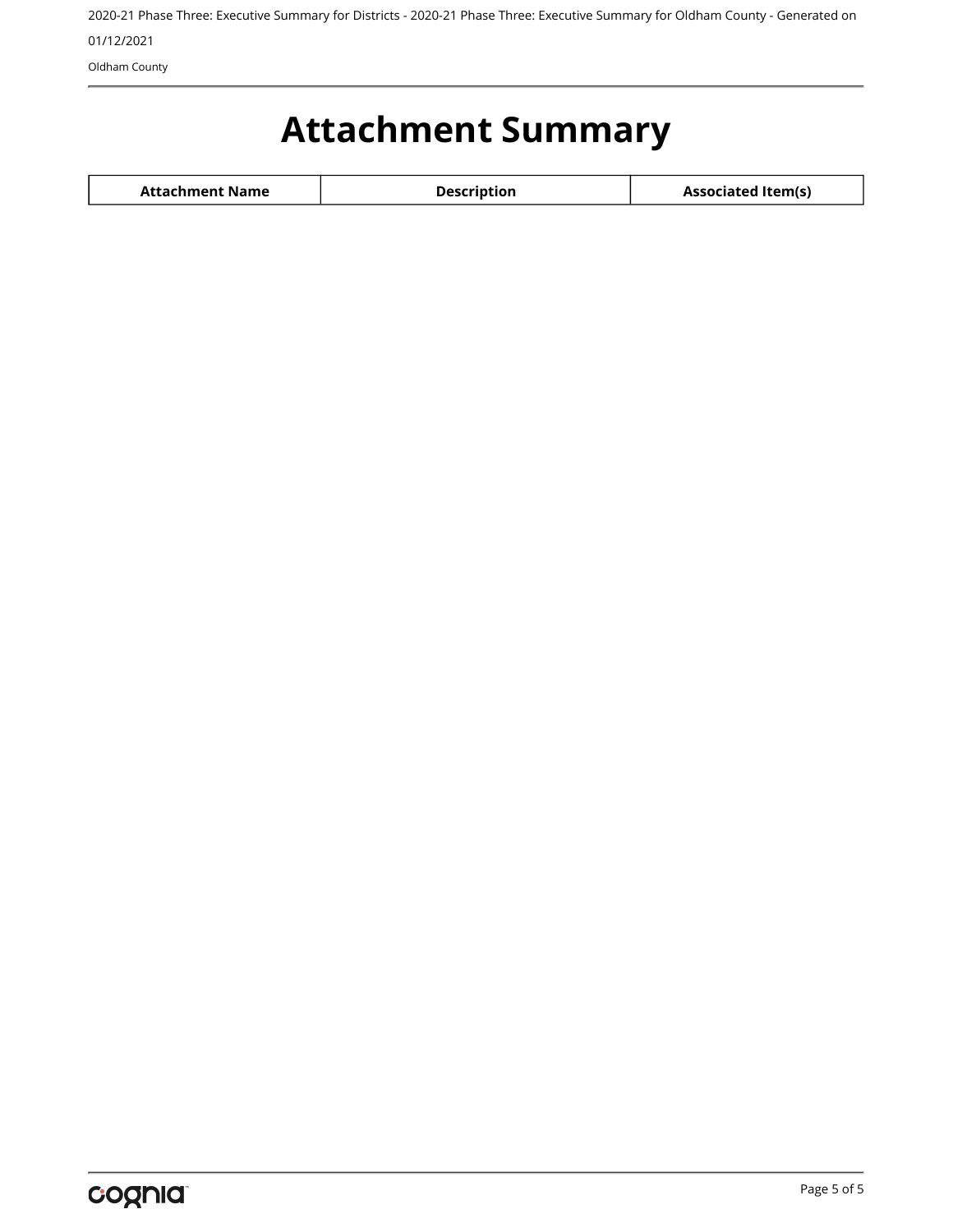# Attachment Summary

| Attachment Name | Description | Associated Item(s) |
|---|---|---|